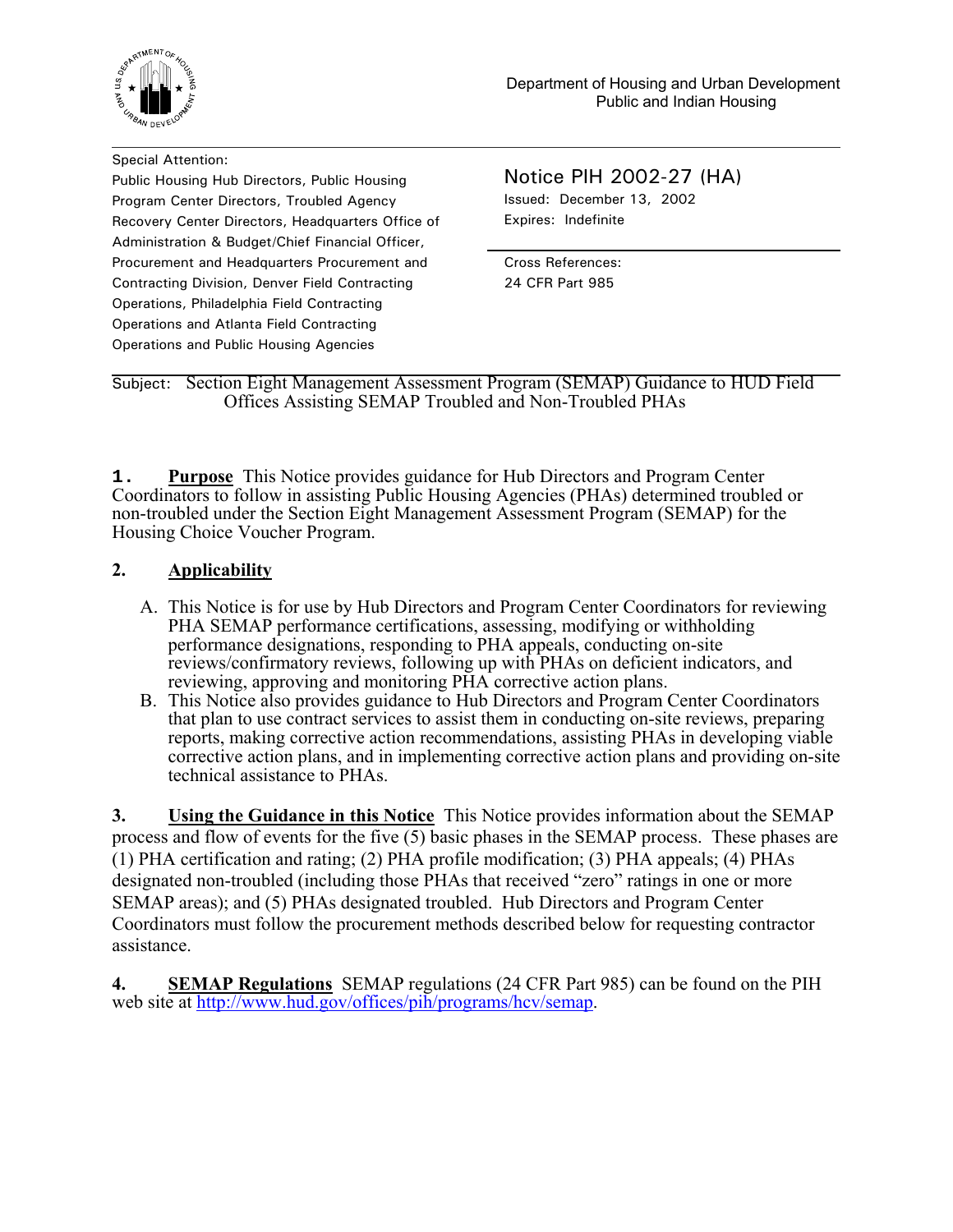Department of Housing and Urban Development
Public and Indian Housing

Special Attention:
Public Housing Hub Directors, Public Housing Program Center Directors, Troubled Agency Recovery Center Directors, Headquarters Office of Administration & Budget/Chief Financial Officer, Procurement and Headquarters Procurement and Contracting Division, Denver Field Contracting Operations, Philadelphia Field Contracting Operations and Atlanta Field Contracting Operations and Public Housing Agencies

Notice PIH 2002-27 (HA)
Issued: December 13, 2002
Expires: Indefinite

Cross References:
24 CFR Part 985

Subject: Section Eight Management Assessment Program (SEMAP) Guidance to HUD Field Offices Assisting SEMAP Troubled and Non-Troubled PHAs

**1. Purpose** This Notice provides guidance for Hub Directors and Program Center Coordinators to follow in assisting Public Housing Agencies (PHAs) determined troubled or non-troubled under the Section Eight Management Assessment Program (SEMAP) for the Housing Choice Voucher Program.

**2. Applicability**

A. This Notice is for use by Hub Directors and Program Center Coordinators for reviewing PHA SEMAP performance certifications, assessing, modifying or withholding performance designations, responding to PHA appeals, conducting on-site reviews/confirmatory reviews, following up with PHAs on deficient indicators, and reviewing, approving and monitoring PHA corrective action plans.

B. This Notice also provides guidance to Hub Directors and Program Center Coordinators that plan to use contract services to assist them in conducting on-site reviews, preparing reports, making corrective action recommendations, assisting PHAs in developing viable corrective action plans, and in implementing corrective action plans and providing on-site technical assistance to PHAs.

**3. Using the Guidance in this Notice** This Notice provides information about the SEMAP process and flow of events for the five (5) basic phases in the SEMAP process. These phases are (1) PHA certification and rating; (2) PHA profile modification; (3) PHA appeals; (4) PHAs designated non-troubled (including those PHAs that received "zero" ratings in one or more SEMAP areas); and (5) PHAs designated troubled. Hub Directors and Program Center Coordinators must follow the procurement methods described below for requesting contractor assistance.

**4. SEMAP Regulations** SEMAP regulations (24 CFR Part 985) can be found on the PIH web site at http://www.hud.gov/offices/pih/programs/hcv/semap.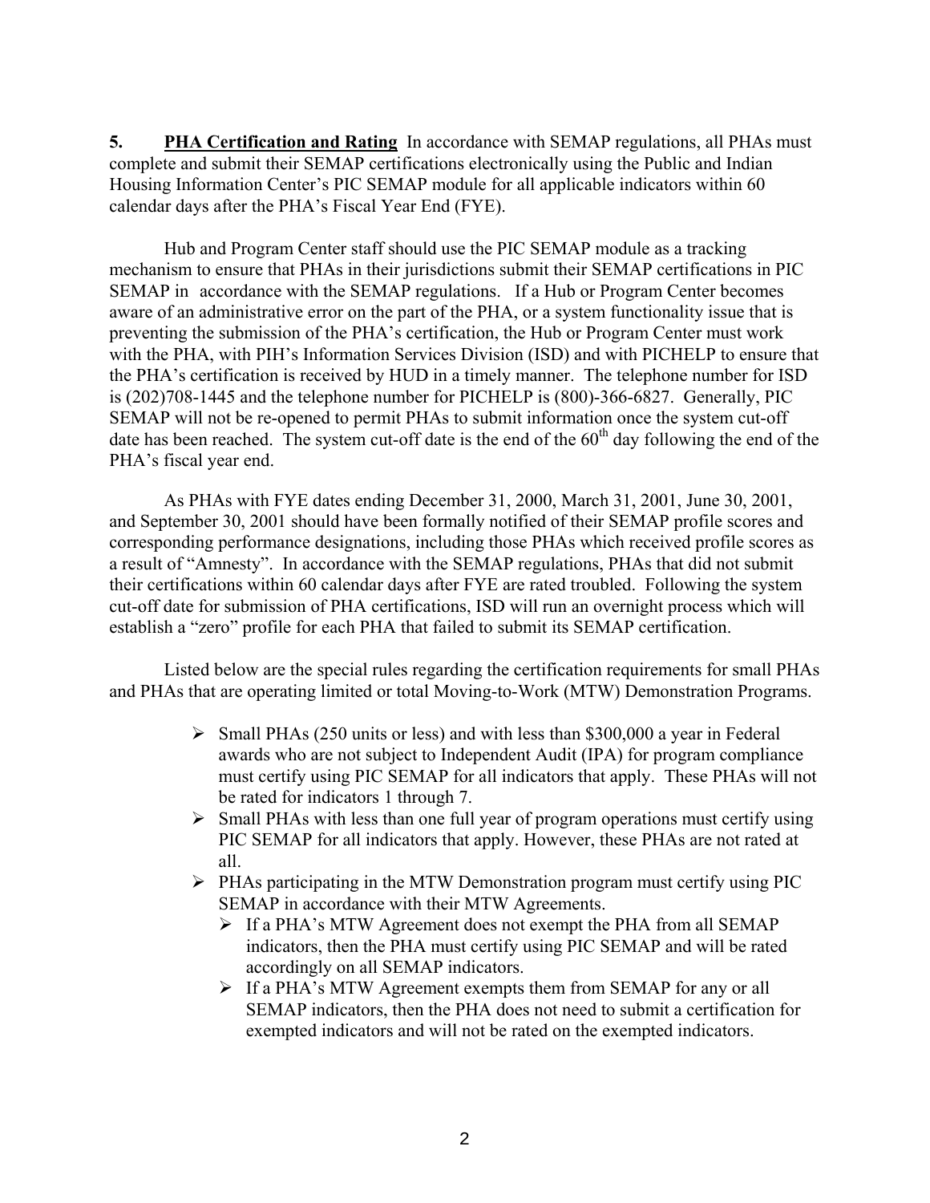**5. <u>PHA Certification and Rating</u>** In accordance with SEMAP regulations, all PHAs must complete and submit their SEMAP certifications electronically using the Public and Indian Housing Information Center's PIC SEMAP module for all applicable indicators within 60 calendar days after the PHA's Fiscal Year End (FYE).

Hub and Program Center staff should use the PIC SEMAP module as a tracking mechanism to ensure that PHAs in their jurisdictions submit their SEMAP certifications in PIC SEMAP in accordance with the SEMAP regulations. If a Hub or Program Center becomes aware of an administrative error on the part of the PHA, or a system functionality issue that is preventing the submission of the PHA's certification, the Hub or Program Center must work with the PHA, with PIH's Information Services Division (ISD) and with PICHELP to ensure that the PHA's certification is received by HUD in a timely manner. The telephone number for ISD is (202)708-1445 and the telephone number for PICHELP is (800)-366-6827. Generally, PIC SEMAP will not be re-opened to permit PHAs to submit information once the system cut-off date has been reached. The system cut-off date is the end of the 60th day following the end of the PHA's fiscal year end.

As PHAs with FYE dates ending December 31, 2000, March 31, 2001, June 30, 2001, and September 30, 2001 should have been formally notified of their SEMAP profile scores and corresponding performance designations, including those PHAs which received profile scores as a result of "Amnesty". In accordance with the SEMAP regulations, PHAs that did not submit their certifications within 60 calendar days after FYE are rated troubled. Following the system cut-off date for submission of PHA certifications, ISD will run an overnight process which will establish a "zero" profile for each PHA that failed to submit its SEMAP certification.

Listed below are the special rules regarding the certification requirements for small PHAs and PHAs that are operating limited or total Moving-to-Work (MTW) Demonstration Programs.

- Small PHAs (250 units or less) and with less than $300,000 a year in Federal awards who are not subject to Independent Audit (IPA) for program compliance must certify using PIC SEMAP for all indicators that apply. These PHAs will not be rated for indicators 1 through 7.
- Small PHAs with less than one full year of program operations must certify using PIC SEMAP for all indicators that apply. However, these PHAs are not rated at all.
- PHAs participating in the MTW Demonstration program must certify using PIC SEMAP in accordance with their MTW Agreements.
  - If a PHA's MTW Agreement does not exempt the PHA from all SEMAP indicators, then the PHA must certify using PIC SEMAP and will be rated accordingly on all SEMAP indicators.
  - If a PHA's MTW Agreement exempts them from SEMAP for any or all SEMAP indicators, then the PHA does not need to submit a certification for exempted indicators and will not be rated on the exempted indicators.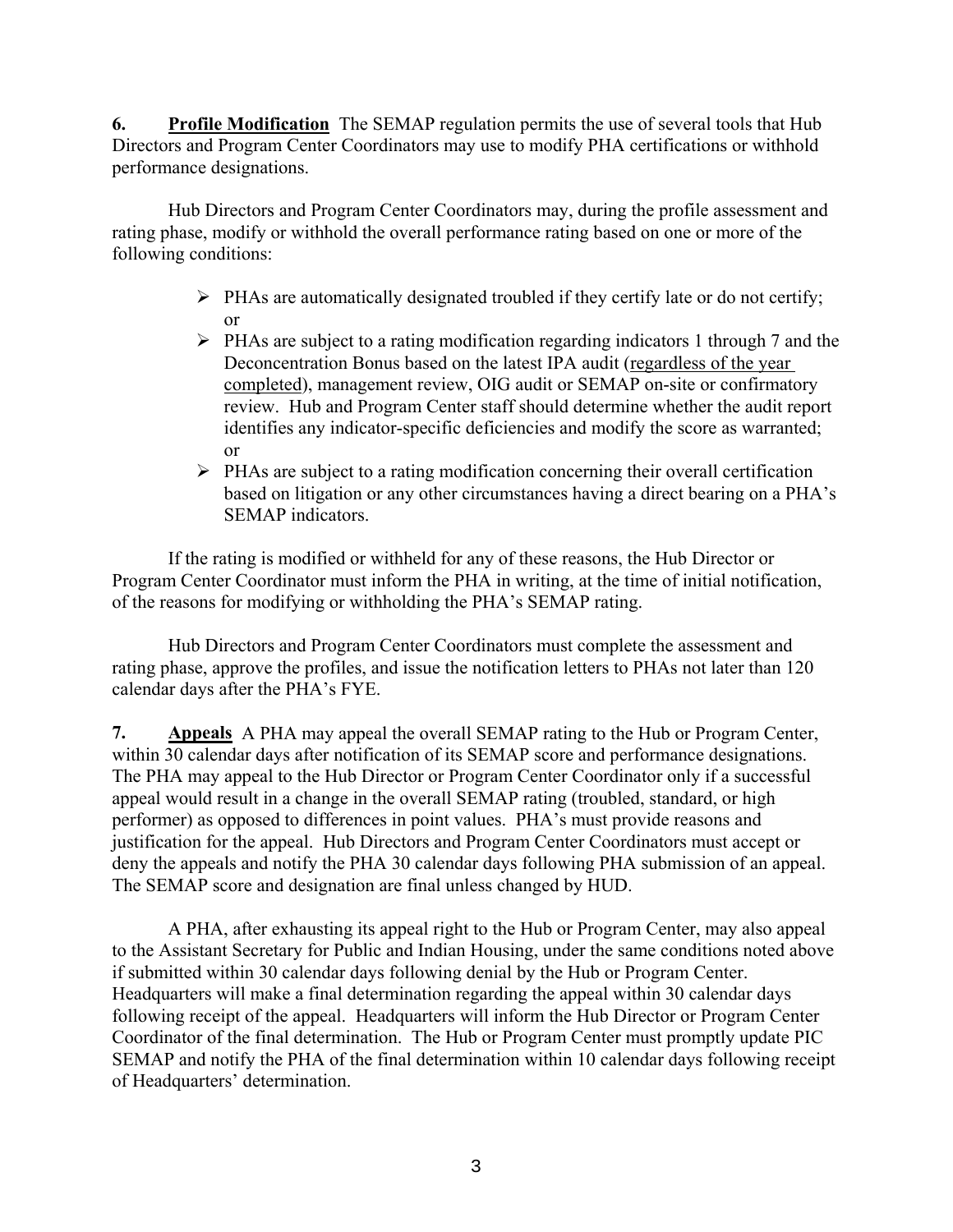**6. Profile Modification** The SEMAP regulation permits the use of several tools that Hub Directors and Program Center Coordinators may use to modify PHA certifications or withhold performance designations.

Hub Directors and Program Center Coordinators may, during the profile assessment and rating phase, modify or withhold the overall performance rating based on one or more of the following conditions:

- PHAs are automatically designated troubled if they certify late or do not certify; or
- PHAs are subject to a rating modification regarding indicators 1 through 7 and the Deconcentration Bonus based on the latest IPA audit (regardless of the year completed), management review, OIG audit or SEMAP on-site or confirmatory review. Hub and Program Center staff should determine whether the audit report identifies any indicator-specific deficiencies and modify the score as warranted; or
- PHAs are subject to a rating modification concerning their overall certification based on litigation or any other circumstances having a direct bearing on a PHA's SEMAP indicators.

If the rating is modified or withheld for any of these reasons, the Hub Director or Program Center Coordinator must inform the PHA in writing, at the time of initial notification, of the reasons for modifying or withholding the PHA's SEMAP rating.

Hub Directors and Program Center Coordinators must complete the assessment and rating phase, approve the profiles, and issue the notification letters to PHAs not later than 120 calendar days after the PHA's FYE.

**7. Appeals** A PHA may appeal the overall SEMAP rating to the Hub or Program Center, within 30 calendar days after notification of its SEMAP score and performance designations. The PHA may appeal to the Hub Director or Program Center Coordinator only if a successful appeal would result in a change in the overall SEMAP rating (troubled, standard, or high performer) as opposed to differences in point values. PHA's must provide reasons and justification for the appeal. Hub Directors and Program Center Coordinators must accept or deny the appeals and notify the PHA 30 calendar days following PHA submission of an appeal. The SEMAP score and designation are final unless changed by HUD.

A PHA, after exhausting its appeal right to the Hub or Program Center, may also appeal to the Assistant Secretary for Public and Indian Housing, under the same conditions noted above if submitted within 30 calendar days following denial by the Hub or Program Center. Headquarters will make a final determination regarding the appeal within 30 calendar days following receipt of the appeal. Headquarters will inform the Hub Director or Program Center Coordinator of the final determination. The Hub or Program Center must promptly update PIC SEMAP and notify the PHA of the final determination within 10 calendar days following receipt of Headquarters' determination.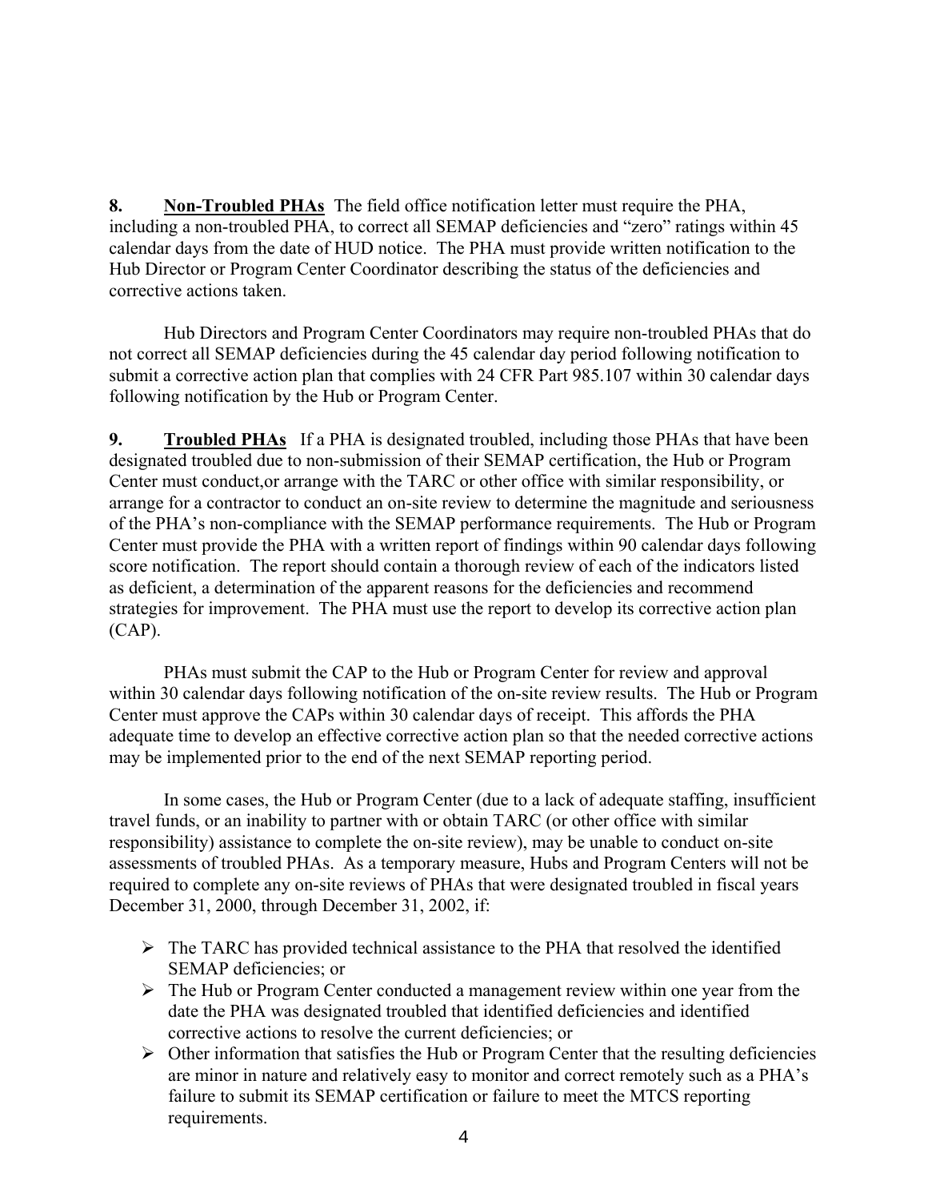**8. Non-Troubled PHAs** The field office notification letter must require the PHA, including a non-troubled PHA, to correct all SEMAP deficiencies and "zero" ratings within 45 calendar days from the date of HUD notice. The PHA must provide written notification to the Hub Director or Program Center Coordinator describing the status of the deficiencies and corrective actions taken.

Hub Directors and Program Center Coordinators may require non-troubled PHAs that do not correct all SEMAP deficiencies during the 45 calendar day period following notification to submit a corrective action plan that complies with 24 CFR Part 985.107 within 30 calendar days following notification by the Hub or Program Center.

**9. Troubled PHAs** If a PHA is designated troubled, including those PHAs that have been designated troubled due to non-submission of their SEMAP certification, the Hub or Program Center must conduct,or arrange with the TARC or other office with similar responsibility, or arrange for a contractor to conduct an on-site review to determine the magnitude and seriousness of the PHA's non-compliance with the SEMAP performance requirements. The Hub or Program Center must provide the PHA with a written report of findings within 90 calendar days following score notification. The report should contain a thorough review of each of the indicators listed as deficient, a determination of the apparent reasons for the deficiencies and recommend strategies for improvement. The PHA must use the report to develop its corrective action plan (CAP).

PHAs must submit the CAP to the Hub or Program Center for review and approval within 30 calendar days following notification of the on-site review results. The Hub or Program Center must approve the CAPs within 30 calendar days of receipt. This affords the PHA adequate time to develop an effective corrective action plan so that the needed corrective actions may be implemented prior to the end of the next SEMAP reporting period.

In some cases, the Hub or Program Center (due to a lack of adequate staffing, insufficient travel funds, or an inability to partner with or obtain TARC (or other office with similar responsibility) assistance to complete the on-site review), may be unable to conduct on-site assessments of troubled PHAs. As a temporary measure, Hubs and Program Centers will not be required to complete any on-site reviews of PHAs that were designated troubled in fiscal years December 31, 2000, through December 31, 2002, if:

- The TARC has provided technical assistance to the PHA that resolved the identified SEMAP deficiencies; or
- The Hub or Program Center conducted a management review within one year from the date the PHA was designated troubled that identified deficiencies and identified corrective actions to resolve the current deficiencies; or
- Other information that satisfies the Hub or Program Center that the resulting deficiencies are minor in nature and relatively easy to monitor and correct remotely such as a PHA's failure to submit its SEMAP certification or failure to meet the MTCS reporting requirements.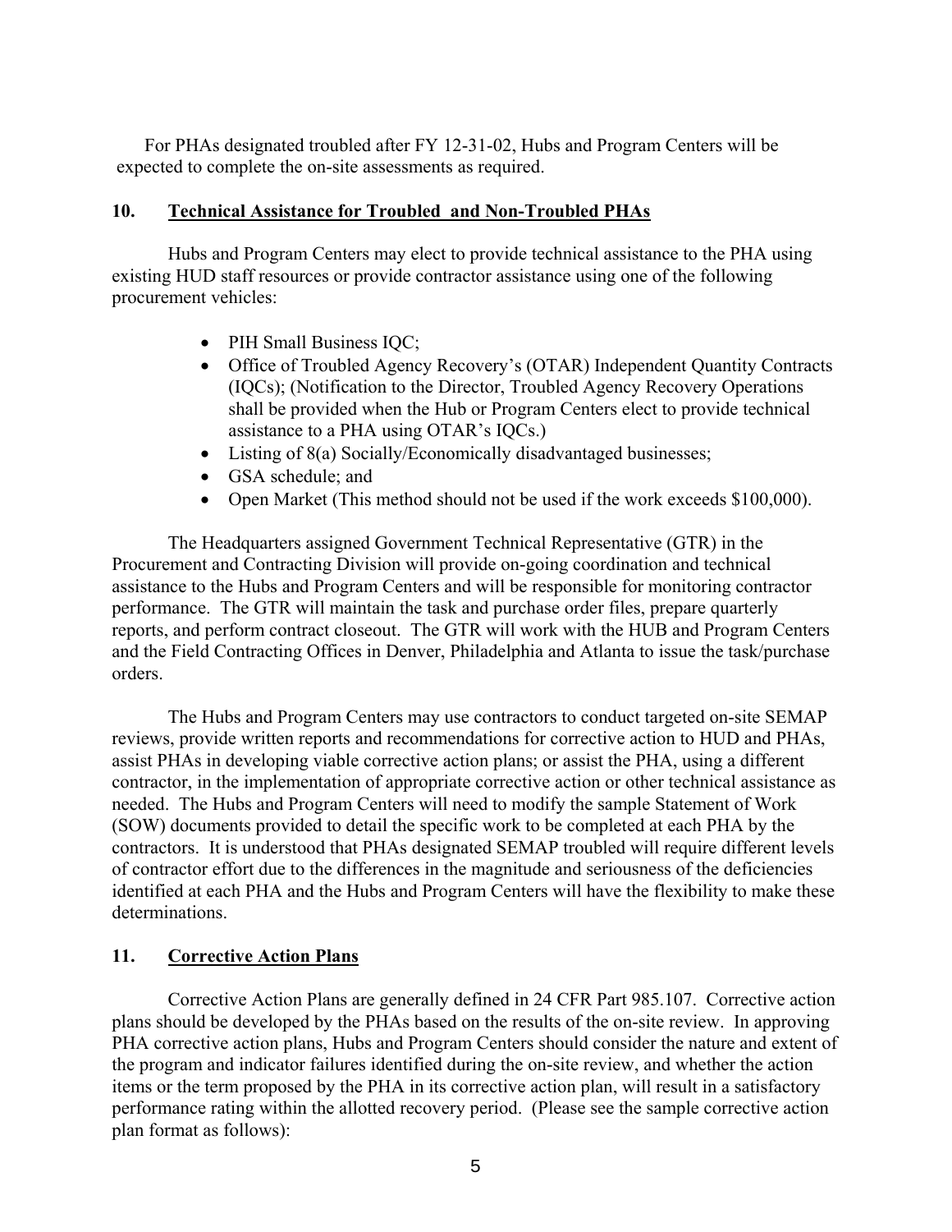For PHAs designated troubled after FY 12-31-02, Hubs and Program Centers will be expected to complete the on-site assessments as required.

## 10. Technical Assistance for Troubled and Non-Troubled PHAs

Hubs and Program Centers may elect to provide technical assistance to the PHA using existing HUD staff resources or provide contractor assistance using one of the following procurement vehicles:

- PIH Small Business IQC;
- Office of Troubled Agency Recovery's (OTAR) Independent Quantity Contracts (IQCs); (Notification to the Director, Troubled Agency Recovery Operations shall be provided when the Hub or Program Centers elect to provide technical assistance to a PHA using OTAR's IQCs.)
- Listing of 8(a) Socially/Economically disadvantaged businesses;
- GSA schedule; and
- Open Market (This method should not be used if the work exceeds $100,000).

The Headquarters assigned Government Technical Representative (GTR) in the Procurement and Contracting Division will provide on-going coordination and technical assistance to the Hubs and Program Centers and will be responsible for monitoring contractor performance. The GTR will maintain the task and purchase order files, prepare quarterly reports, and perform contract closeout. The GTR will work with the HUB and Program Centers and the Field Contracting Offices in Denver, Philadelphia and Atlanta to issue the task/purchase orders.

The Hubs and Program Centers may use contractors to conduct targeted on-site SEMAP reviews, provide written reports and recommendations for corrective action to HUD and PHAs, assist PHAs in developing viable corrective action plans; or assist the PHA, using a different contractor, in the implementation of appropriate corrective action or other technical assistance as needed. The Hubs and Program Centers will need to modify the sample Statement of Work (SOW) documents provided to detail the specific work to be completed at each PHA by the contractors. It is understood that PHAs designated SEMAP troubled will require different levels of contractor effort due to the differences in the magnitude and seriousness of the deficiencies identified at each PHA and the Hubs and Program Centers will have the flexibility to make these determinations.

## 11. Corrective Action Plans

Corrective Action Plans are generally defined in 24 CFR Part 985.107. Corrective action plans should be developed by the PHAs based on the results of the on-site review. In approving PHA corrective action plans, Hubs and Program Centers should consider the nature and extent of the program and indicator failures identified during the on-site review, and whether the action items or the term proposed by the PHA in its corrective action plan, will result in a satisfactory performance rating within the allotted recovery period. (Please see the sample corrective action plan format as follows):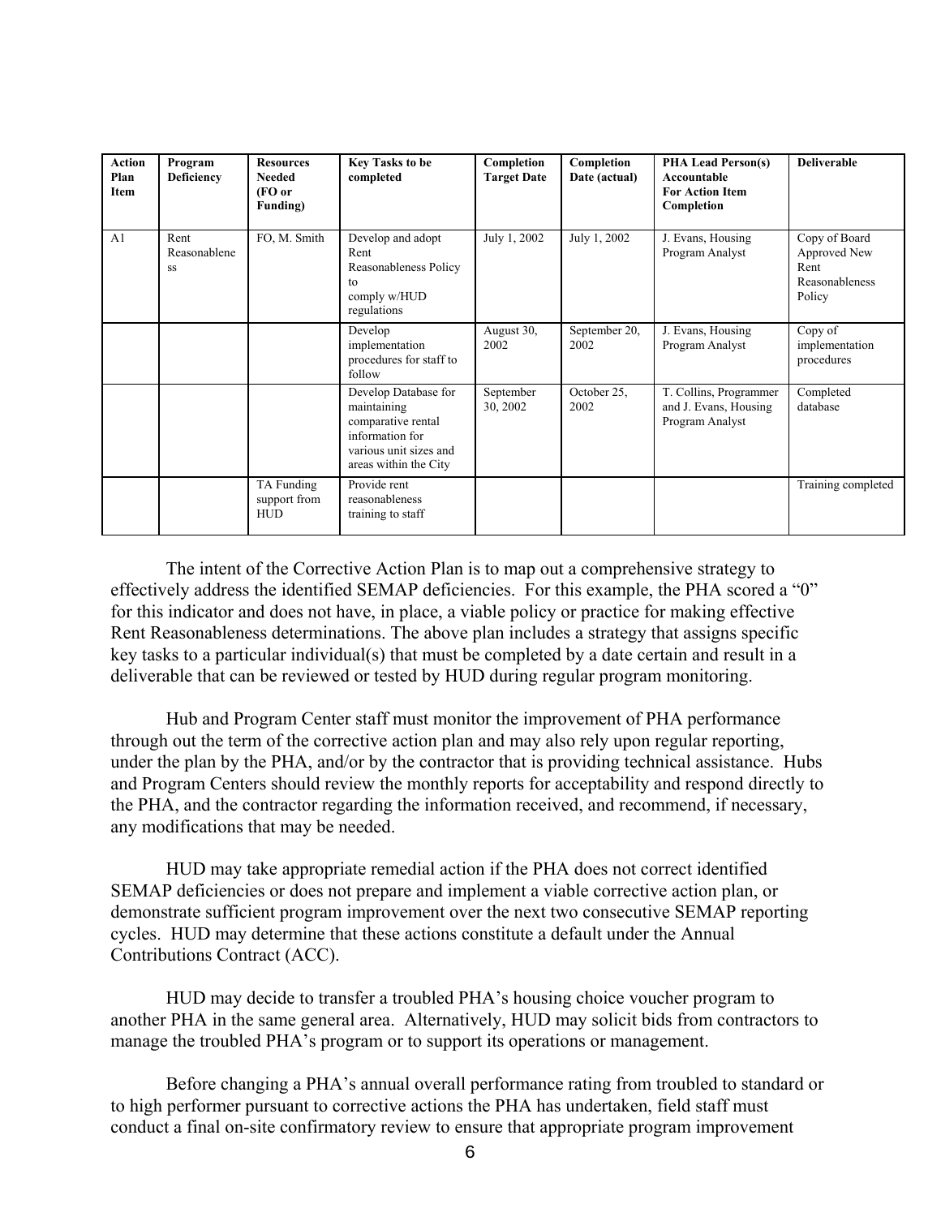| Action Plan Item | Program Deficiency | Resources Needed (FO or Funding) | Key Tasks to be completed | Completion Target Date | Completion Date (actual) | PHA Lead Person(s) Accountable For Action Item Completion | Deliverable |
|---|---|---|---|---|---|---|---|
| A1 | Rent Reasonableness | FO, M. Smith | Develop and adopt Rent Reasonableness Policy to comply w/HUD regulations | July 1, 2002 | July 1, 2002 | J. Evans, Housing Program Analyst | Copy of Board Approved New Rent Reasonableness Policy |
| | | | Develop implementation procedures for staff to follow | August 30, 2002 | September 20, 2002 | J. Evans, Housing Program Analyst | Copy of implementation procedures |
| | | | Develop Database for maintaining comparative rental information for various unit sizes and areas within the City | September 30, 2002 | October 25, 2002 | T. Collins, Programmer and J. Evans, Housing Program Analyst | Completed database |
| | | TA Funding support from HUD | Provide rent reasonableness training to staff | | | | Training completed |

The intent of the Corrective Action Plan is to map out a comprehensive strategy to effectively address the identified SEMAP deficiencies. For this example, the PHA scored a "0" for this indicator and does not have, in place, a viable policy or practice for making effective Rent Reasonableness determinations. The above plan includes a strategy that assigns specific key tasks to a particular individual(s) that must be completed by a date certain and result in a deliverable that can be reviewed or tested by HUD during regular program monitoring.

Hub and Program Center staff must monitor the improvement of PHA performance through out the term of the corrective action plan and may also rely upon regular reporting, under the plan by the PHA, and/or by the contractor that is providing technical assistance. Hubs and Program Centers should review the monthly reports for acceptability and respond directly to the PHA, and the contractor regarding the information received, and recommend, if necessary, any modifications that may be needed.

HUD may take appropriate remedial action if the PHA does not correct identified SEMAP deficiencies or does not prepare and implement a viable corrective action plan, or demonstrate sufficient program improvement over the next two consecutive SEMAP reporting cycles. HUD may determine that these actions constitute a default under the Annual Contributions Contract (ACC).

HUD may decide to transfer a troubled PHA's housing choice voucher program to another PHA in the same general area. Alternatively, HUD may solicit bids from contractors to manage the troubled PHA's program or to support its operations or management.

Before changing a PHA's annual overall performance rating from troubled to standard or to high performer pursuant to corrective actions the PHA has undertaken, field staff must conduct a final on-site confirmatory review to ensure that appropriate program improvement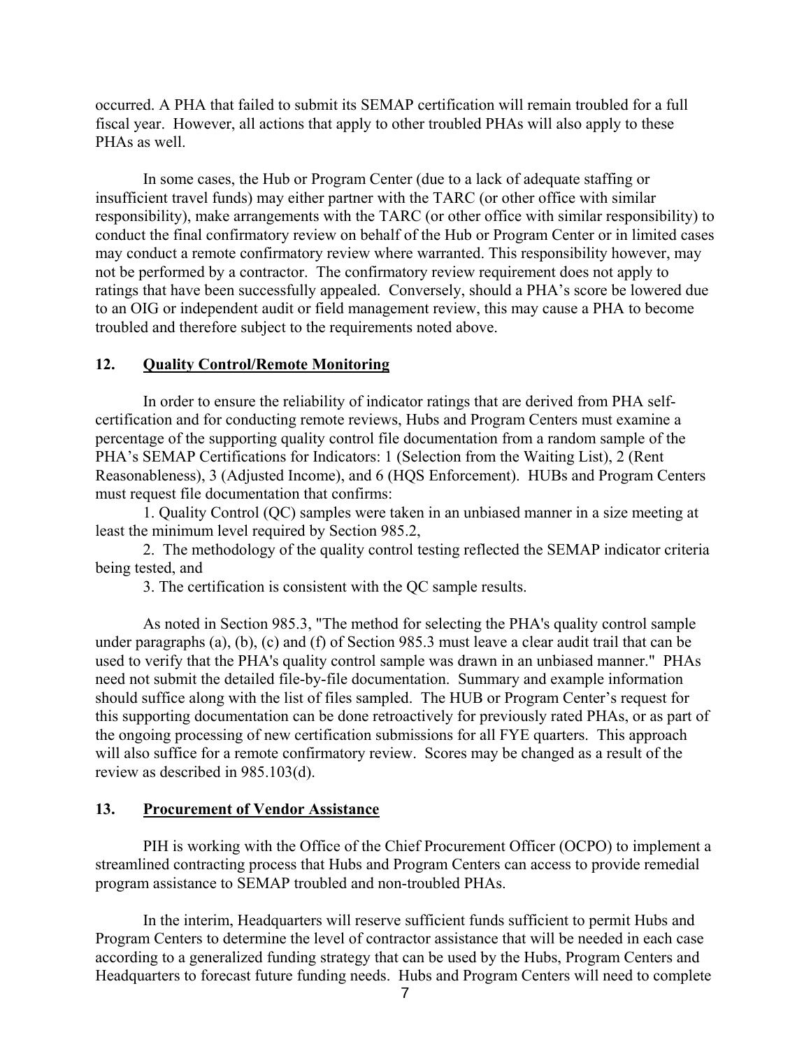occurred. A PHA that failed to submit its SEMAP certification will remain troubled for a full fiscal year. However, all actions that apply to other troubled PHAs will also apply to these PHAs as well.

In some cases, the Hub or Program Center (due to a lack of adequate staffing or insufficient travel funds) may either partner with the TARC (or other office with similar responsibility), make arrangements with the TARC (or other office with similar responsibility) to conduct the final confirmatory review on behalf of the Hub or Program Center or in limited cases may conduct a remote confirmatory review where warranted. This responsibility however, may not be performed by a contractor. The confirmatory review requirement does not apply to ratings that have been successfully appealed. Conversely, should a PHA's score be lowered due to an OIG or independent audit or field management review, this may cause a PHA to become troubled and therefore subject to the requirements noted above.

## 12. Quality Control/Remote Monitoring

In order to ensure the reliability of indicator ratings that are derived from PHA self-certification and for conducting remote reviews, Hubs and Program Centers must examine a percentage of the supporting quality control file documentation from a random sample of the PHA's SEMAP Certifications for Indicators: 1 (Selection from the Waiting List), 2 (Rent Reasonableness), 3 (Adjusted Income), and 6 (HQS Enforcement). HUBs and Program Centers must request file documentation that confirms:

1. Quality Control (QC) samples were taken in an unbiased manner in a size meeting at least the minimum level required by Section 985.2,
2. The methodology of the quality control testing reflected the SEMAP indicator criteria being tested, and
3. The certification is consistent with the QC sample results.

As noted in Section 985.3, "The method for selecting the PHA's quality control sample under paragraphs (a), (b), (c) and (f) of Section 985.3 must leave a clear audit trail that can be used to verify that the PHA's quality control sample was drawn in an unbiased manner." PHAs need not submit the detailed file-by-file documentation. Summary and example information should suffice along with the list of files sampled. The HUB or Program Center's request for this supporting documentation can be done retroactively for previously rated PHAs, or as part of the ongoing processing of new certification submissions for all FYE quarters. This approach will also suffice for a remote confirmatory review. Scores may be changed as a result of the review as described in 985.103(d).

## 13. Procurement of Vendor Assistance

PIH is working with the Office of the Chief Procurement Officer (OCPO) to implement a streamlined contracting process that Hubs and Program Centers can access to provide remedial program assistance to SEMAP troubled and non-troubled PHAs.

In the interim, Headquarters will reserve sufficient funds sufficient to permit Hubs and Program Centers to determine the level of contractor assistance that will be needed in each case according to a generalized funding strategy that can be used by the Hubs, Program Centers and Headquarters to forecast future funding needs. Hubs and Program Centers will need to complete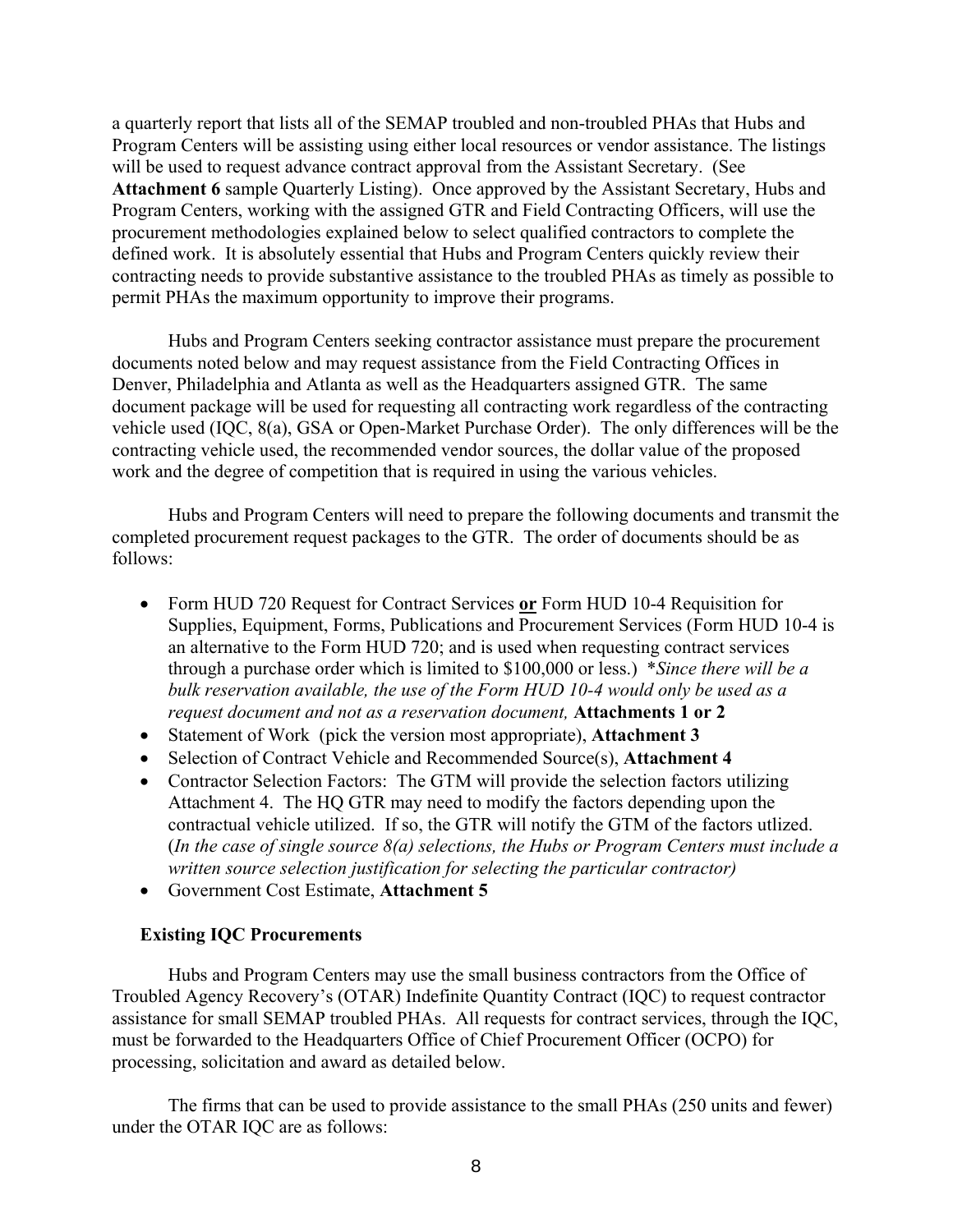a quarterly report that lists all of the SEMAP troubled and non-troubled PHAs that Hubs and Program Centers will be assisting using either local resources or vendor assistance. The listings will be used to request advance contract approval from the Assistant Secretary. (See **Attachment 6** sample Quarterly Listing). Once approved by the Assistant Secretary, Hubs and Program Centers, working with the assigned GTR and Field Contracting Officers, will use the procurement methodologies explained below to select qualified contractors to complete the defined work. It is absolutely essential that Hubs and Program Centers quickly review their contracting needs to provide substantive assistance to the troubled PHAs as timely as possible to permit PHAs the maximum opportunity to improve their programs.

Hubs and Program Centers seeking contractor assistance must prepare the procurement documents noted below and may request assistance from the Field Contracting Offices in Denver, Philadelphia and Atlanta as well as the Headquarters assigned GTR. The same document package will be used for requesting all contracting work regardless of the contracting vehicle used (IQC, 8(a), GSA or Open-Market Purchase Order). The only differences will be the contracting vehicle used, the recommended vendor sources, the dollar value of the proposed work and the degree of competition that is required in using the various vehicles.

Hubs and Program Centers will need to prepare the following documents and transmit the completed procurement request packages to the GTR. The order of documents should be as follows:

- Form HUD 720 Request for Contract Services **<u>or</u>** Form HUD 10-4 Requisition for Supplies, Equipment, Forms, Publications and Procurement Services (Form HUD 10-4 is an alternative to the Form HUD 720; and is used when requesting contract services through a purchase order which is limited to $100,000 or less.) *\*Since there will be a bulk reservation available, the use of the Form HUD 10-4 would only be used as a request document and not as a reservation document,* **Attachments 1 or 2**
- Statement of Work (pick the version most appropriate), **Attachment 3**
- Selection of Contract Vehicle and Recommended Source(s), **Attachment 4**
- Contractor Selection Factors: The GTM will provide the selection factors utilizing Attachment 4. The HQ GTR may need to modify the factors depending upon the contractual vehicle utilized. If so, the GTR will notify the GTM of the factors utlized. (*In the case of single source 8(a) selections, the Hubs or Program Centers must include a written source selection justification for selecting the particular contractor)*
- Government Cost Estimate, **Attachment 5**

**Existing IQC Procurements**

Hubs and Program Centers may use the small business contractors from the Office of Troubled Agency Recovery's (OTAR) Indefinite Quantity Contract (IQC) to request contractor assistance for small SEMAP troubled PHAs. All requests for contract services, through the IQC, must be forwarded to the Headquarters Office of Chief Procurement Officer (OCPO) for processing, solicitation and award as detailed below.

The firms that can be used to provide assistance to the small PHAs (250 units and fewer) under the OTAR IQC are as follows: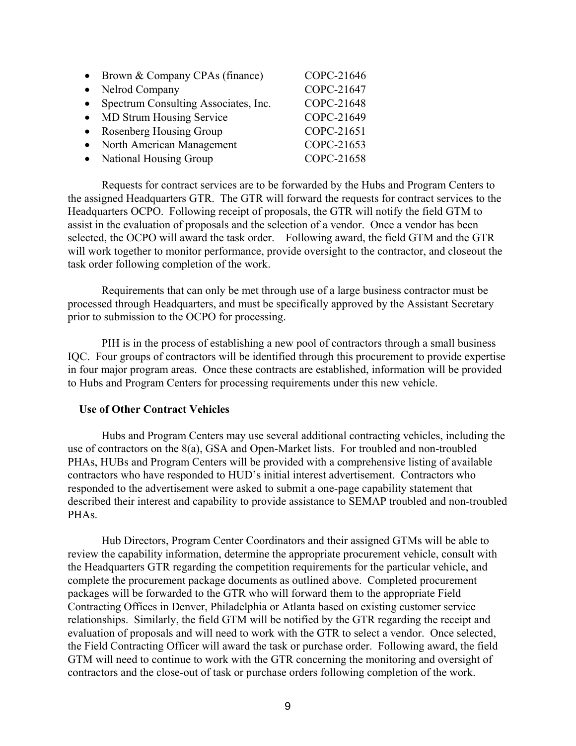- Brown & Company CPAs (finance) COPC-21646
- Nelrod Company COPC-21647
- Spectrum Consulting Associates, Inc. COPC-21648
- MD Strum Housing Service COPC-21649
- Rosenberg Housing Group COPC-21651
- North American Management COPC-21653
- National Housing Group COPC-21658

Requests for contract services are to be forwarded by the Hubs and Program Centers to the assigned Headquarters GTR. The GTR will forward the requests for contract services to the Headquarters OCPO. Following receipt of proposals, the GTR will notify the field GTM to assist in the evaluation of proposals and the selection of a vendor. Once a vendor has been selected, the OCPO will award the task order. Following award, the field GTM and the GTR will work together to monitor performance, provide oversight to the contractor, and closeout the task order following completion of the work.

Requirements that can only be met through use of a large business contractor must be processed through Headquarters, and must be specifically approved by the Assistant Secretary prior to submission to the OCPO for processing.

PIH is in the process of establishing a new pool of contractors through a small business IQC. Four groups of contractors will be identified through this procurement to provide expertise in four major program areas. Once these contracts are established, information will be provided to Hubs and Program Centers for processing requirements under this new vehicle.

**Use of Other Contract Vehicles**

Hubs and Program Centers may use several additional contracting vehicles, including the use of contractors on the 8(a), GSA and Open-Market lists. For troubled and non-troubled PHAs, HUBs and Program Centers will be provided with a comprehensive listing of available contractors who have responded to HUD's initial interest advertisement. Contractors who responded to the advertisement were asked to submit a one-page capability statement that described their interest and capability to provide assistance to SEMAP troubled and non-troubled PHAs.

Hub Directors, Program Center Coordinators and their assigned GTMs will be able to review the capability information, determine the appropriate procurement vehicle, consult with the Headquarters GTR regarding the competition requirements for the particular vehicle, and complete the procurement package documents as outlined above. Completed procurement packages will be forwarded to the GTR who will forward them to the appropriate Field Contracting Offices in Denver, Philadelphia or Atlanta based on existing customer service relationships. Similarly, the field GTM will be notified by the GTR regarding the receipt and evaluation of proposals and will need to work with the GTR to select a vendor. Once selected, the Field Contracting Officer will award the task or purchase order. Following award, the field GTM will need to continue to work with the GTR concerning the monitoring and oversight of contractors and the close-out of task or purchase orders following completion of the work.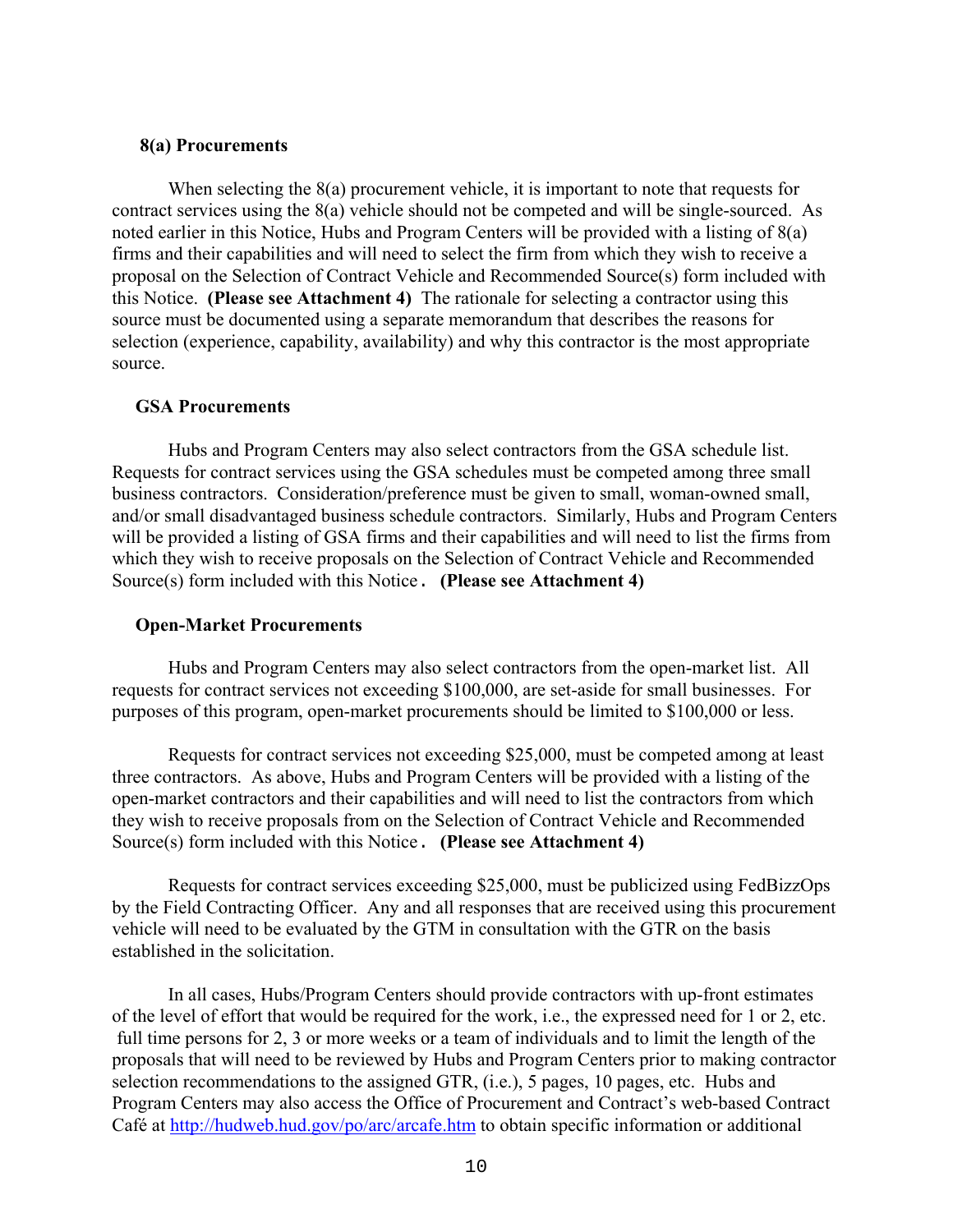### 8(a) Procurements

When selecting the 8(a) procurement vehicle, it is important to note that requests for contract services using the 8(a) vehicle should not be competed and will be single-sourced. As noted earlier in this Notice, Hubs and Program Centers will be provided with a listing of 8(a) firms and their capabilities and will need to select the firm from which they wish to receive a proposal on the Selection of Contract Vehicle and Recommended Source(s) form included with this Notice. **(Please see Attachment 4)** The rationale for selecting a contractor using this source must be documented using a separate memorandum that describes the reasons for selection (experience, capability, availability) and why this contractor is the most appropriate source.

### GSA Procurements

Hubs and Program Centers may also select contractors from the GSA schedule list. Requests for contract services using the GSA schedules must be competed among three small business contractors. Consideration/preference must be given to small, woman-owned small, and/or small disadvantaged business schedule contractors. Similarly, Hubs and Program Centers will be provided a listing of GSA firms and their capabilities and will need to list the firms from which they wish to receive proposals on the Selection of Contract Vehicle and Recommended Source(s) form included with this Notice. **(Please see Attachment 4)**

### Open-Market Procurements

Hubs and Program Centers may also select contractors from the open-market list. All requests for contract services not exceeding $100,000, are set-aside for small businesses. For purposes of this program, open-market procurements should be limited to $100,000 or less.

Requests for contract services not exceeding $25,000, must be competed among at least three contractors. As above, Hubs and Program Centers will be provided with a listing of the open-market contractors and their capabilities and will need to list the contractors from which they wish to receive proposals from on the Selection of Contract Vehicle and Recommended Source(s) form included with this Notice. **(Please see Attachment 4)**

Requests for contract services exceeding $25,000, must be publicized using FedBizzOps by the Field Contracting Officer. Any and all responses that are received using this procurement vehicle will need to be evaluated by the GTM in consultation with the GTR on the basis established in the solicitation.

In all cases, Hubs/Program Centers should provide contractors with up-front estimates of the level of effort that would be required for the work, i.e., the expressed need for 1 or 2, etc. full time persons for 2, 3 or more weeks or a team of individuals and to limit the length of the proposals that will need to be reviewed by Hubs and Program Centers prior to making contractor selection recommendations to the assigned GTR, (i.e.), 5 pages, 10 pages, etc. Hubs and Program Centers may also access the Office of Procurement and Contract's web-based Contract Café at [http://hudweb.hud.gov/po/arc/arcafe.htm](http://hudweb.hud.gov/po/arc/arcafe.htm) to obtain specific information or additional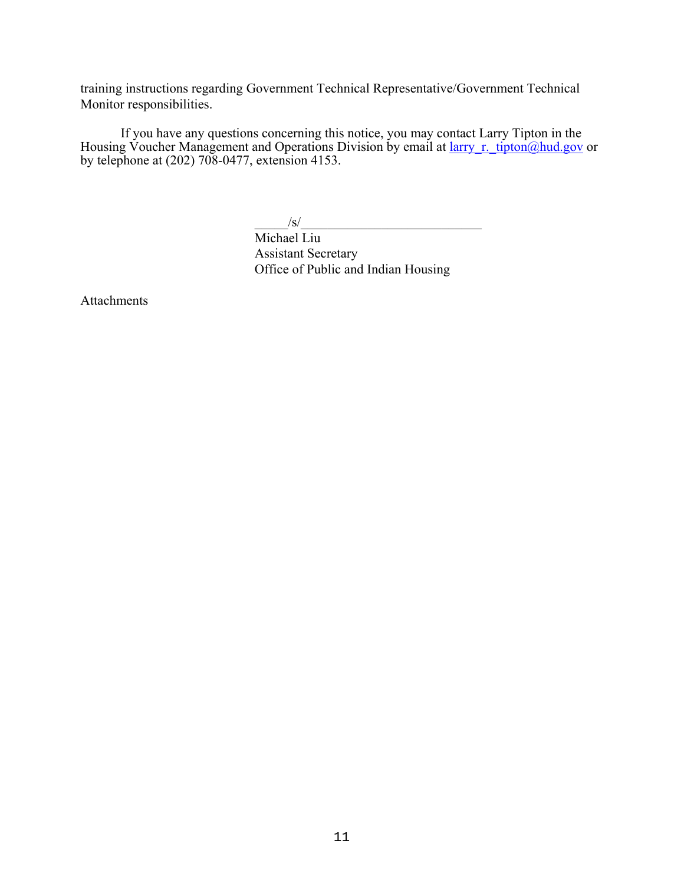training instructions regarding Government Technical Representative/Government Technical Monitor responsibilities.

If you have any questions concerning this notice, you may contact Larry Tipton in the Housing Voucher Management and Operations Division by email at larry_r._tipton@hud.gov or by telephone at (202) 708-0477, extension 4153.

_____/s/___________________________

Michael Liu
Assistant Secretary
Office of Public and Indian Housing

Attachments